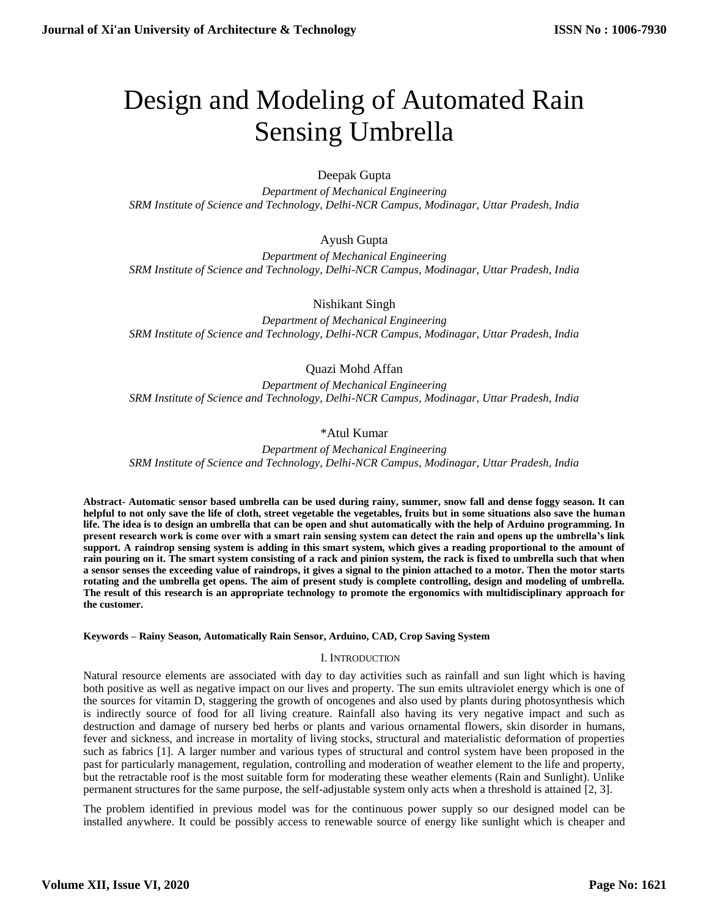# Design and Modeling of Automated Rain Sensing Umbrella

Deepak Gupta

*Department of Mechanical Engineering*
*SRM Institute of Science and Technology, Delhi-NCR Campus, Modinagar, Uttar Pradesh, India*

Ayush Gupta

*Department of Mechanical Engineering*
*SRM Institute of Science and Technology, Delhi-NCR Campus, Modinagar, Uttar Pradesh, India*

Nishikant Singh

*Department of Mechanical Engineering*
*SRM Institute of Science and Technology, Delhi-NCR Campus, Modinagar, Uttar Pradesh, India*

Quazi Mohd Affan

*Department of Mechanical Engineering*
*SRM Institute of Science and Technology, Delhi-NCR Campus, Modinagar, Uttar Pradesh, India*

*Atul Kumar

*Department of Mechanical Engineering*
*SRM Institute of Science and Technology, Delhi-NCR Campus, Modinagar, Uttar Pradesh, India*

**Abstract- Automatic sensor based umbrella can be used during rainy, summer, snow fall and dense foggy season. It can helpful to not only save the life of cloth, street vegetable the vegetables, fruits but in some situations also save the human life. The idea is to design an umbrella that can be open and shut automatically with the help of Arduino programming. In present research work is come over with a smart rain sensing system can detect the rain and opens up the umbrella's link support. A raindrop sensing system is adding in this smart system, which gives a reading proportional to the amount of rain pouring on it. The smart system consisting of a rack and pinion system, the rack is fixed to umbrella such that when a sensor senses the exceeding value of raindrops, it gives a signal to the pinion attached to a motor. Then the motor starts rotating and the umbrella get opens. The aim of present study is complete controlling, design and modeling of umbrella. The result of this research is an appropriate technology to promote the ergonomics with multidisciplinary approach for the customer.**

**Keywords – Rainy Season, Automatically Rain Sensor, Arduino, CAD, Crop Saving System**

## I. Introduction

Natural resource elements are associated with day to day activities such as rainfall and sun light which is having both positive as well as negative impact on our lives and property. The sun emits ultraviolet energy which is one of the sources for vitamin D, staggering the growth of oncogenes and also used by plants during photosynthesis which is indirectly source of food for all living creature. Rainfall also having its very negative impact and such as destruction and damage of nursery bed herbs or plants and various ornamental flowers, skin disorder in humans, fever and sickness, and increase in mortality of living stocks, structural and materialistic deformation of properties such as fabrics [1]. A larger number and various types of structural and control system have been proposed in the past for particularly management, regulation, controlling and moderation of weather element to the life and property, but the retractable roof is the most suitable form for moderating these weather elements (Rain and Sunlight). Unlike permanent structures for the same purpose, the self-adjustable system only acts when a threshold is attained [2, 3].

The problem identified in previous model was for the continuous power supply so our designed model can be installed anywhere. It could be possibly access to renewable source of energy like sunlight which is cheaper and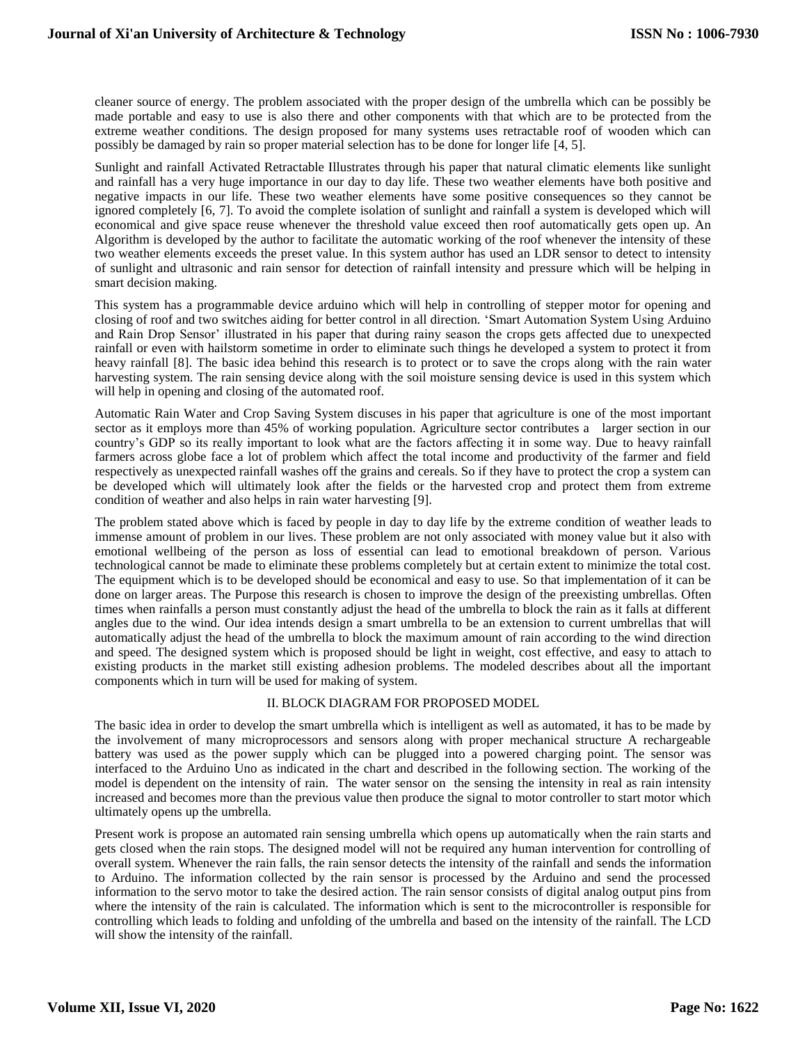cleaner source of energy. The problem associated with the proper design of the umbrella which can be possibly be made portable and easy to use is also there and other components with that which are to be protected from the extreme weather conditions. The design proposed for many systems uses retractable roof of wooden which can possibly be damaged by rain so proper material selection has to be done for longer life [4, 5].

Sunlight and rainfall Activated Retractable Illustrates through his paper that natural climatic elements like sunlight and rainfall has a very huge importance in our day to day life. These two weather elements have both positive and negative impacts in our life. These two weather elements have some positive consequences so they cannot be ignored completely [6, 7]. To avoid the complete isolation of sunlight and rainfall a system is developed which will economical and give space reuse whenever the threshold value exceed then roof automatically gets open up. An Algorithm is developed by the author to facilitate the automatic working of the roof whenever the intensity of these two weather elements exceeds the preset value. In this system author has used an LDR sensor to detect to intensity of sunlight and ultrasonic and rain sensor for detection of rainfall intensity and pressure which will be helping in smart decision making.

This system has a programmable device arduino which will help in controlling of stepper motor for opening and closing of roof and two switches aiding for better control in all direction. 'Smart Automation System Using Arduino and Rain Drop Sensor' illustrated in his paper that during rainy season the crops gets affected due to unexpected rainfall or even with hailstorm sometime in order to eliminate such things he developed a system to protect it from heavy rainfall [8]. The basic idea behind this research is to protect or to save the crops along with the rain water harvesting system. The rain sensing device along with the soil moisture sensing device is used in this system which will help in opening and closing of the automated roof.

Automatic Rain Water and Crop Saving System discuses in his paper that agriculture is one of the most important sector as it employs more than 45% of working population. Agriculture sector contributes a larger section in our country's GDP so its really important to look what are the factors affecting it in some way. Due to heavy rainfall farmers across globe face a lot of problem which affect the total income and productivity of the farmer and field respectively as unexpected rainfall washes off the grains and cereals. So if they have to protect the crop a system can be developed which will ultimately look after the fields or the harvested crop and protect them from extreme condition of weather and also helps in rain water harvesting [9].

The problem stated above which is faced by people in day to day life by the extreme condition of weather leads to immense amount of problem in our lives. These problem are not only associated with money value but it also with emotional wellbeing of the person as loss of essential can lead to emotional breakdown of person. Various technological cannot be made to eliminate these problems completely but at certain extent to minimize the total cost. The equipment which is to be developed should be economical and easy to use. So that implementation of it can be done on larger areas. The Purpose this research is chosen to improve the design of the preexisting umbrellas. Often times when rainfalls a person must constantly adjust the head of the umbrella to block the rain as it falls at different angles due to the wind. Our idea intends design a smart umbrella to be an extension to current umbrellas that will automatically adjust the head of the umbrella to block the maximum amount of rain according to the wind direction and speed. The designed system which is proposed should be light in weight, cost effective, and easy to attach to existing products in the market still existing adhesion problems. The modeled describes about all the important components which in turn will be used for making of system.

## II. BLOCK DIAGRAM FOR PROPOSED MODEL

The basic idea in order to develop the smart umbrella which is intelligent as well as automated, it has to be made by the involvement of many microprocessors and sensors along with proper mechanical structure A rechargeable battery was used as the power supply which can be plugged into a powered charging point. The sensor was interfaced to the Arduino Uno as indicated in the chart and described in the following section. The working of the model is dependent on the intensity of rain. The water sensor on the sensing the intensity in real as rain intensity increased and becomes more than the previous value then produce the signal to motor controller to start motor which ultimately opens up the umbrella.

Present work is propose an automated rain sensing umbrella which opens up automatically when the rain starts and gets closed when the rain stops. The designed model will not be required any human intervention for controlling of overall system. Whenever the rain falls, the rain sensor detects the intensity of the rainfall and sends the information to Arduino. The information collected by the rain sensor is processed by the Arduino and send the processed information to the servo motor to take the desired action. The rain sensor consists of digital analog output pins from where the intensity of the rain is calculated. The information which is sent to the microcontroller is responsible for controlling which leads to folding and unfolding of the umbrella and based on the intensity of the rainfall. The LCD will show the intensity of the rainfall.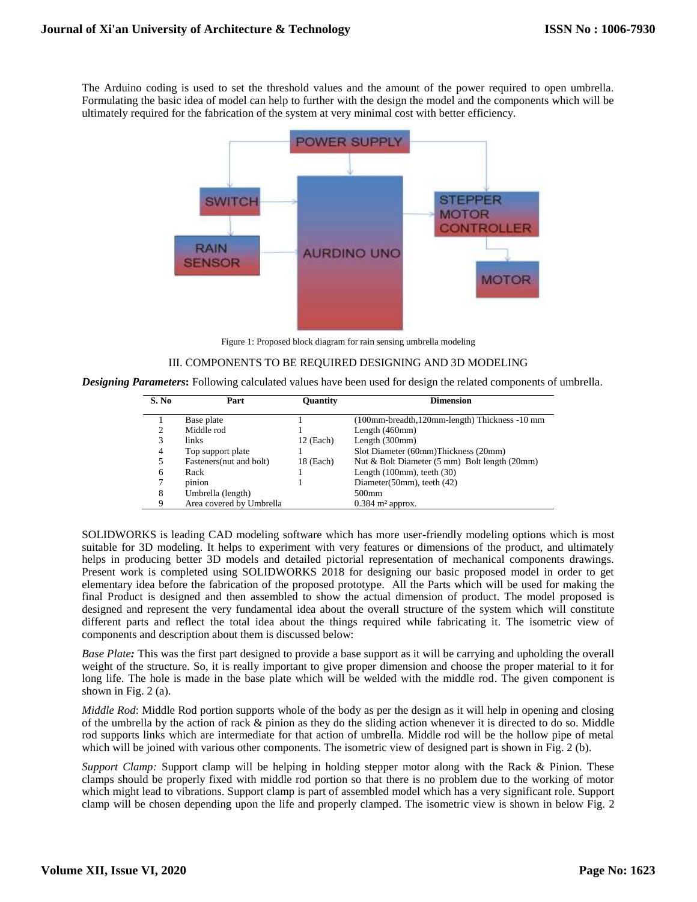The Arduino coding is used to set the threshold values and the amount of the power required to open umbrella. Formulating the basic idea of model can help to further with the design the model and the components which will be ultimately required for the fabrication of the system at very minimal cost with better efficiency.

Figure 1: Proposed block diagram for rain sensing umbrella modeling

## III. COMPONENTS TO BE REQUIRED DESIGNING AND 3D MODELING

***Designing Parameters*:** Following calculated values have been used for design the related components of umbrella.

| S. No | Part | Quantity | Dimension |
|---|---|---|---|
| 1 | Base plate | 1 | (100mm-breadth,120mm-length) Thickness -10 mm |
| 2 | Middle rod | 1 | Length (460mm) |
| 3 | links | 12 (Each) | Length (300mm) |
| 4 | Top support plate | 1 | Slot Diameter (60mm)Thickness (20mm) |
| 5 | Fasteners(nut and bolt) | 18 (Each) | Nut & Bolt Diameter (5 mm) Bolt length (20mm) |
| 6 | Rack | 1 | Length (100mm), teeth (30) |
| 7 | pinion | 1 | Diameter(50mm), teeth (42) |
| 8 | Umbrella (length) | | 500mm |
| 9 | Area covered by Umbrella | | 0.384 m² approx. |

SOLIDWORKS is leading CAD modeling software which has more user-friendly modeling options which is most suitable for 3D modeling. It helps to experiment with very features or dimensions of the product, and ultimately helps in producing better 3D models and detailed pictorial representation of mechanical components drawings. Present work is completed using SOLIDWORKS 2018 for designing our basic proposed model in order to get elementary idea before the fabrication of the proposed prototype. All the Parts which will be used for making the final Product is designed and then assembled to show the actual dimension of product. The model proposed is designed and represent the very fundamental idea about the overall structure of the system which will constitute different parts and reflect the total idea about the things required while fabricating it. The isometric view of components and description about them is discussed below:

*Base Plate:* This was the first part designed to provide a base support as it will be carrying and upholding the overall weight of the structure. So, it is really important to give proper dimension and choose the proper material to it for long life. The hole is made in the base plate which will be welded with the middle rod. The given component is shown in Fig. 2 (a).

*Middle Rod*: Middle Rod portion supports whole of the body as per the design as it will help in opening and closing of the umbrella by the action of rack & pinion as they do the sliding action whenever it is directed to do so. Middle rod supports links which are intermediate for that action of umbrella. Middle rod will be the hollow pipe of metal which will be joined with various other components. The isometric view of designed part is shown in Fig. 2 (b).

*Support Clamp:* Support clamp will be helping in holding stepper motor along with the Rack & Pinion. These clamps should be properly fixed with middle rod portion so that there is no problem due to the working of motor which might lead to vibrations. Support clamp is part of assembled model which has a very significant role. Support clamp will be chosen depending upon the life and properly clamped. The isometric view is shown in below Fig. 2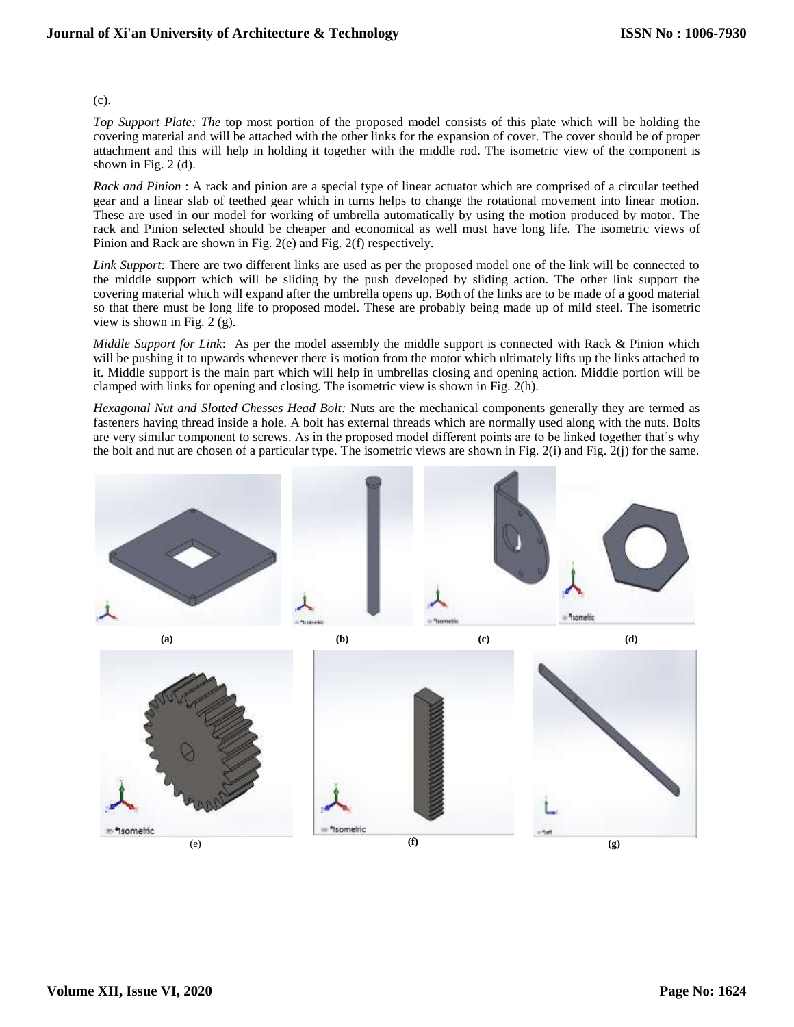(c).

*Top Support Plate: The* top most portion of the proposed model consists of this plate which will be holding the covering material and will be attached with the other links for the expansion of cover. The cover should be of proper attachment and this will help in holding it together with the middle rod. The isometric view of the component is shown in Fig. 2 (d).

*Rack and Pinion* : A rack and pinion are a special type of linear actuator which are comprised of a circular teethed gear and a linear slab of teethed gear which in turns helps to change the rotational movement into linear motion. These are used in our model for working of umbrella automatically by using the motion produced by motor. The rack and Pinion selected should be cheaper and economical as well must have long life. The isometric views of Pinion and Rack are shown in Fig. 2(e) and Fig. 2(f) respectively.

*Link Support:* There are two different links are used as per the proposed model one of the link will be connected to the middle support which will be sliding by the push developed by sliding action. The other link support the covering material which will expand after the umbrella opens up. Both of the links are to be made of a good material so that there must be long life to proposed model. These are probably being made up of mild steel. The isometric view is shown in Fig. 2 (g).

*Middle Support for Link*: As per the model assembly the middle support is connected with Rack & Pinion which will be pushing it to upwards whenever there is motion from the motor which ultimately lifts up the links attached to it. Middle support is the main part which will help in umbrellas closing and opening action. Middle portion will be clamped with links for opening and closing. The isometric view is shown in Fig. 2(h).

*Hexagonal Nut and Slotted Chesses Head Bolt:* Nuts are the mechanical components generally they are termed as fasteners having thread inside a hole. A bolt has external threads which are normally used along with the nuts. Bolts are very similar component to screws. As in the proposed model different points are to be linked together that's why the bolt and nut are chosen of a particular type. The isometric views are shown in Fig. 2(i) and Fig. 2(j) for the same.

(a) (b) (c) (d)

(e) (f) (g)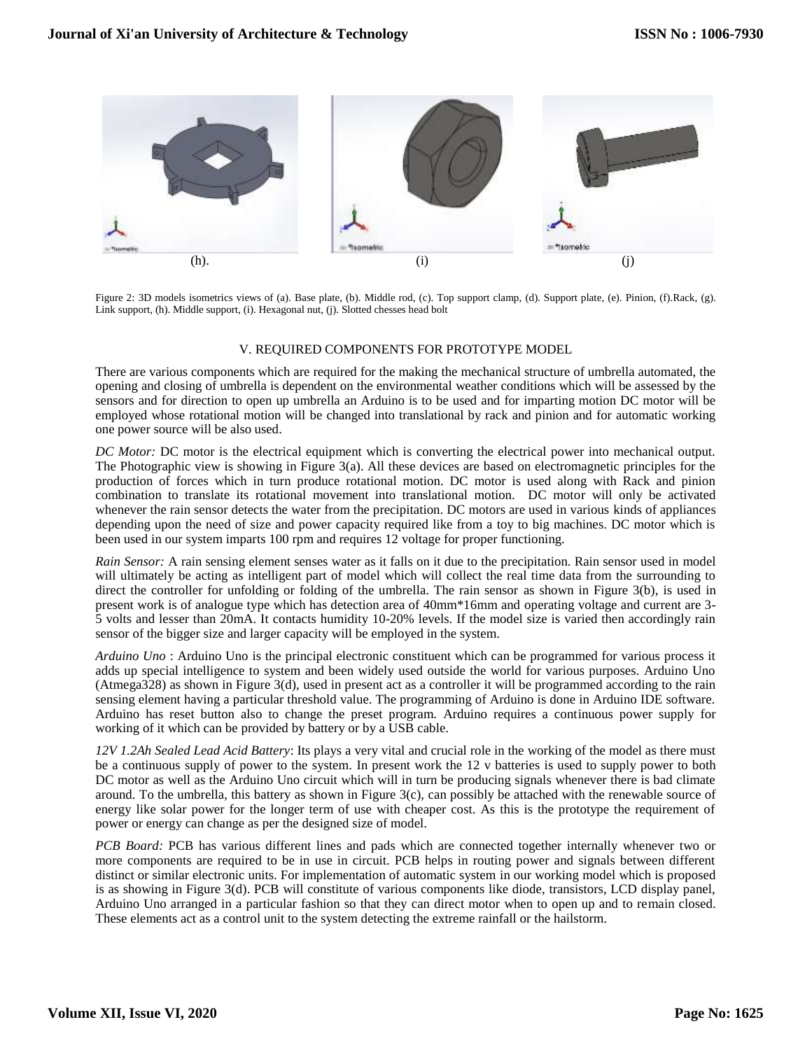(h). (i) (j)

Figure 2: 3D models isometrics views of (a). Base plate, (b). Middle rod, (c). Top support clamp, (d). Support plate, (e). Pinion, (f).Rack, (g). Link support, (h). Middle support, (i). Hexagonal nut, (j). Slotted chesses head bolt

## V. REQUIRED COMPONENTS FOR PROTOTYPE MODEL

There are various components which are required for the making the mechanical structure of umbrella automated, the opening and closing of umbrella is dependent on the environmental weather conditions which will be assessed by the sensors and for direction to open up umbrella an Arduino is to be used and for imparting motion DC motor will be employed whose rotational motion will be changed into translational by rack and pinion and for automatic working one power source will be also used.

*DC Motor:* DC motor is the electrical equipment which is converting the electrical power into mechanical output. The Photographic view is showing in Figure 3(a). All these devices are based on electromagnetic principles for the production of forces which in turn produce rotational motion. DC motor is used along with Rack and pinion combination to translate its rotational movement into translational motion. DC motor will only be activated whenever the rain sensor detects the water from the precipitation. DC motors are used in various kinds of appliances depending upon the need of size and power capacity required like from a toy to big machines. DC motor which is been used in our system imparts 100 rpm and requires 12 voltage for proper functioning.

*Rain Sensor:* A rain sensing element senses water as it falls on it due to the precipitation. Rain sensor used in model will ultimately be acting as intelligent part of model which will collect the real time data from the surrounding to direct the controller for unfolding or folding of the umbrella. The rain sensor as shown in Figure 3(b), is used in present work is of analogue type which has detection area of 40mm*16mm and operating voltage and current are 3-5 volts and lesser than 20mA. It contacts humidity 10-20% levels. If the model size is varied then accordingly rain sensor of the bigger size and larger capacity will be employed in the system.

*Arduino Uno* : Arduino Uno is the principal electronic constituent which can be programmed for various process it adds up special intelligence to system and been widely used outside the world for various purposes. Arduino Uno (Atmega328) as shown in Figure 3(d), used in present act as a controller it will be programmed according to the rain sensing element having a particular threshold value. The programming of Arduino is done in Arduino IDE software. Arduino has reset button also to change the preset program. Arduino requires a continuous power supply for working of it which can be provided by battery or by a USB cable.

*12V 1.2Ah Sealed Lead Acid Battery*: Its plays a very vital and crucial role in the working of the model as there must be a continuous supply of power to the system. In present work the 12 v batteries is used to supply power to both DC motor as well as the Arduino Uno circuit which will in turn be producing signals whenever there is bad climate around. To the umbrella, this battery as shown in Figure 3(c), can possibly be attached with the renewable source of energy like solar power for the longer term of use with cheaper cost. As this is the prototype the requirement of power or energy can change as per the designed size of model.

*PCB Board:* PCB has various different lines and pads which are connected together internally whenever two or more components are required to be in use in circuit. PCB helps in routing power and signals between different distinct or similar electronic units. For implementation of automatic system in our working model which is proposed is as showing in Figure 3(d). PCB will constitute of various components like diode, transistors, LCD display panel, Arduino Uno arranged in a particular fashion so that they can direct motor when to open up and to remain closed. These elements act as a control unit to the system detecting the extreme rainfall or the hailstorm.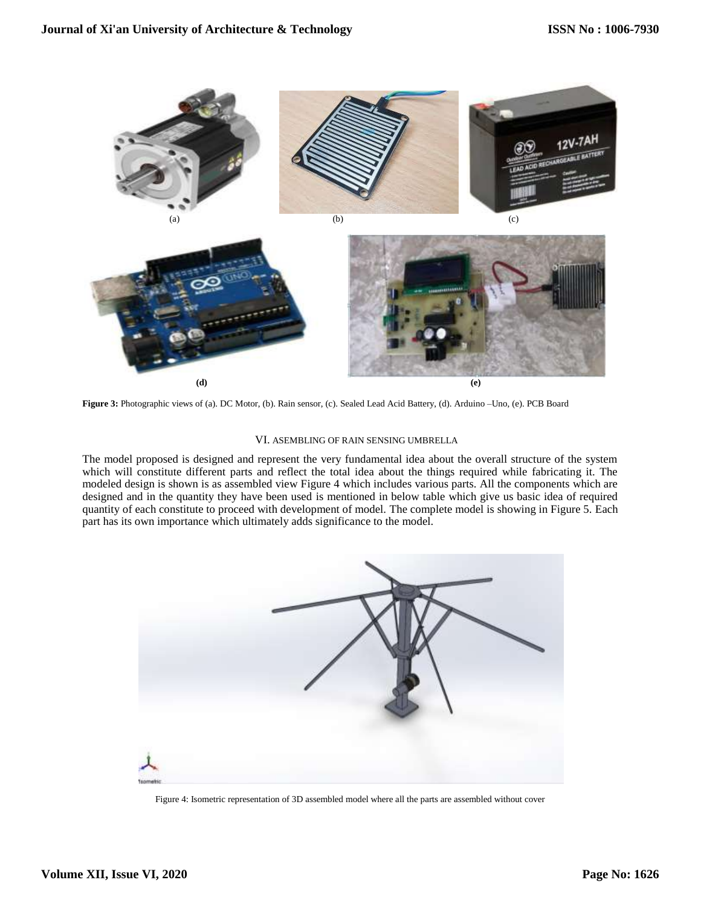**Figure 3:** Photographic views of (a). DC Motor, (b). Rain sensor, (c). Sealed Lead Acid Battery, (d). Arduino –Uno, (e). PCB Board

## VI. ASEMBLING OF RAIN SENSING UMBRELLA

The model proposed is designed and represent the very fundamental idea about the overall structure of the system which will constitute different parts and reflect the total idea about the things required while fabricating it. The modeled design is shown is as assembled view Figure 4 which includes various parts. All the components which are designed and in the quantity they have been used is mentioned in below table which give us basic idea of required quantity of each constitute to proceed with development of model. The complete model is showing in Figure 5. Each part has its own importance which ultimately adds significance to the model.

Figure 4: Isometric representation of 3D assembled model where all the parts are assembled without cover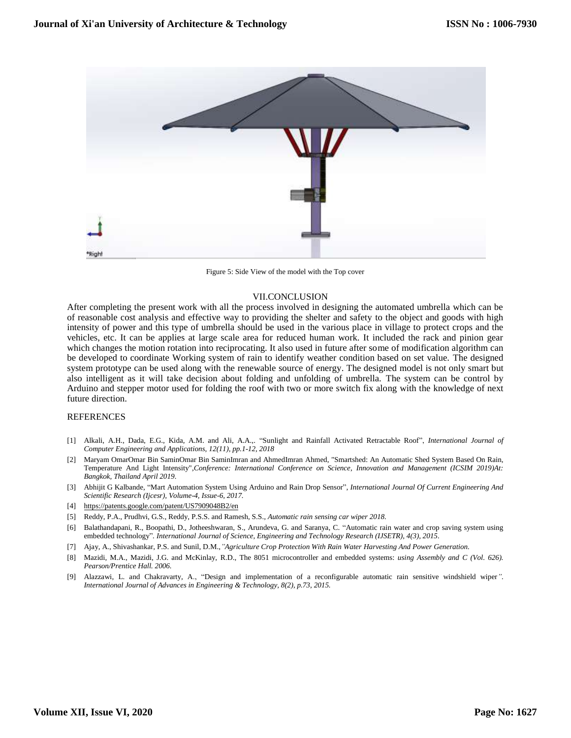*Right

Figure 5: Side View of the model with the Top cover

## VII.CONCLUSION

After completing the present work with all the process involved in designing the automated umbrella which can be of reasonable cost analysis and effective way to providing the shelter and safety to the object and goods with high intensity of power and this type of umbrella should be used in the various place in village to protect crops and the vehicles, etc. It can be applies at large scale area for reduced human work. It included the rack and pinion gear which changes the motion rotation into reciprocating. It also used in future after some of modification algorithm can be developed to coordinate Working system of rain to identify weather condition based on set value. The designed system prototype can be used along with the renewable source of energy. The designed model is not only smart but also intelligent as it will take decision about folding and unfolding of umbrella. The system can be control by Arduino and stepper motor used for folding the roof with two or more switch fix along with the knowledge of next future direction.

## REFERENCES

[1] Alkali, A.H., Dada, E.G., Kida, A.M. and Ali, A.A.,. "Sunlight and Rainfall Activated Retractable Roof", *International Journal of Computer Engineering and Applications, 12(11), pp.1-12, 2018*

[2] Maryam OmarOmar Bin SaminOmar Bin SaminImran and AhmedImran Ahmed, "Smartshed: An Automatic Shed System Based On Rain, Temperature And Light Intensity",*Conference: International Conference on Science, Innovation and Management (ICSIM 2019)At: Bangkok, Thailand April 2019.*

[3] Abhijit G Kalbande, "Mart Automation System Using Arduino and Rain Drop Sensor", *International Journal Of Current Engineering And Scientific Research (Ijcesr), Volume-4, Issue-6, 2017.*

[4] https://patents.google.com/patent/US7909048B2/en

[5] Reddy, P.A., Prudhvi, G.S., Reddy, P.S.S. and Ramesh, S.S., *Automatic rain sensing car wiper 2018.*

[6] Balathandapani, R., Boopathi, D., Jotheeshwaran, S., Arundeva, G. and Saranya, C. "Automatic rain water and crop saving system using embedded technology". *International Journal of Science, Engineering and Technology Research (IJSETR), 4(3), 2015.*

[7] Ajay, A., Shivashankar, P.S. and Sunil, D.M.,*"Agriculture Crop Protection With Rain Water Harvesting And Power Generation.*

[8] Mazidi, M.A., Mazidi, J.G. and McKinlay, R.D., The 8051 microcontroller and embedded systems: *using Assembly and C (Vol. 626). Pearson/Prentice Hall. 2006.*

[9] Alazzawi, L. and Chakravarty, A., "Design and implementation of a reconfigurable automatic rain sensitive windshield wiper*". International Journal of Advances in Engineering & Technology, 8(2), p.73, 2015.*